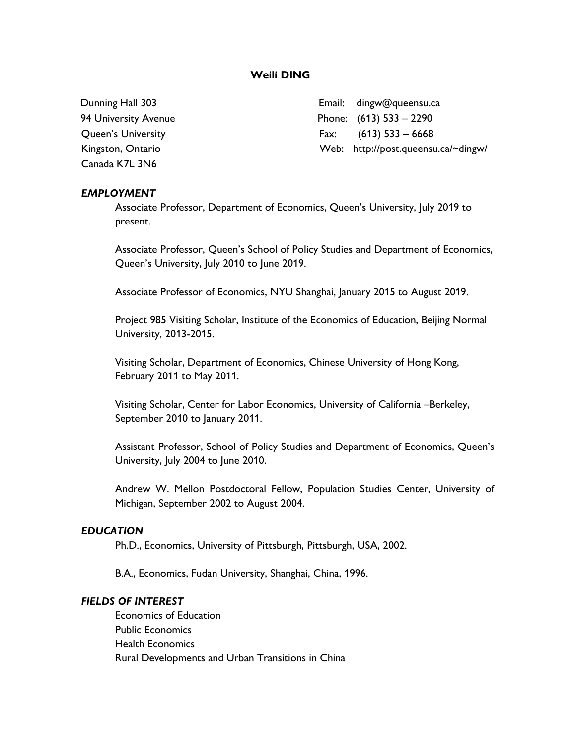# Weili DING

Dunning Hall 303
94 University Avenue
Queen's University
Kingston, Ontario
Canada K7L 3N6

Email: dingw@queensu.ca
Phone: (613) 533 – 2290
Fax: (613) 533 – 6668
Web: http://post.queensu.ca/~dingw/

### *EMPLOYMENT*

Associate Professor, Department of Economics, Queen's University, July 2019 to present.

Associate Professor, Queen's School of Policy Studies and Department of Economics, Queen's University, July 2010 to June 2019.

Associate Professor of Economics, NYU Shanghai, January 2015 to August 2019.

Project 985 Visiting Scholar, Institute of the Economics of Education, Beijing Normal University, 2013-2015.

Visiting Scholar, Department of Economics, Chinese University of Hong Kong, February 2011 to May 2011.

Visiting Scholar, Center for Labor Economics, University of California –Berkeley, September 2010 to January 2011.

Assistant Professor, School of Policy Studies and Department of Economics, Queen's University, July 2004 to June 2010.

Andrew W. Mellon Postdoctoral Fellow, Population Studies Center, University of Michigan, September 2002 to August 2004.

### *EDUCATION*

Ph.D., Economics, University of Pittsburgh, Pittsburgh, USA, 2002.

B.A., Economics, Fudan University, Shanghai, China, 1996.

### *FIELDS OF INTEREST*

Economics of Education
Public Economics
Health Economics
Rural Developments and Urban Transitions in China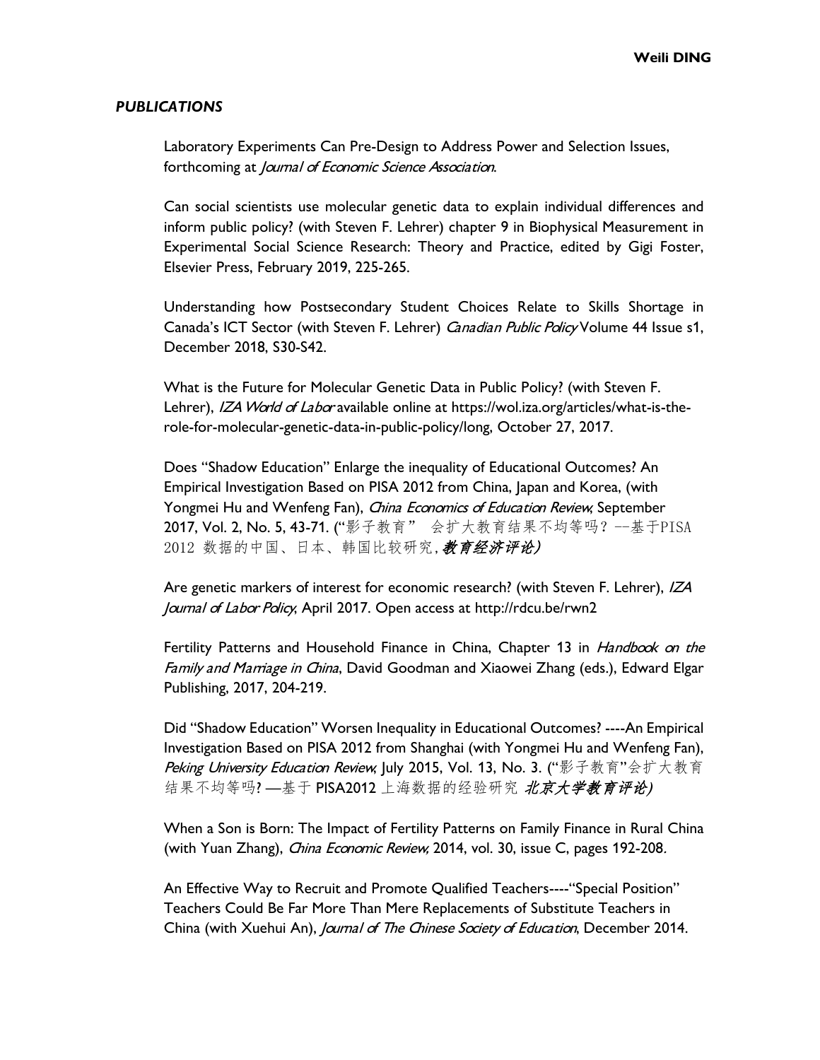## *PUBLICATIONS*

Laboratory Experiments Can Pre-Design to Address Power and Selection Issues, forthcoming at *Journal of Economic Science Association*.

Can social scientists use molecular genetic data to explain individual differences and inform public policy? (with Steven F. Lehrer) chapter 9 in Biophysical Measurement in Experimental Social Science Research: Theory and Practice, edited by Gigi Foster, Elsevier Press, February 2019, 225-265.

Understanding how Postsecondary Student Choices Relate to Skills Shortage in Canada's ICT Sector (with Steven F. Lehrer) *Canadian Public Policy* Volume 44 Issue s1, December 2018, S30-S42.

What is the Future for Molecular Genetic Data in Public Policy? (with Steven F. Lehrer), *IZA World of Labor* available online at https://wol.iza.org/articles/what-is-the-role-for-molecular-genetic-data-in-public-policy/long, October 27, 2017.

Does "Shadow Education" Enlarge the inequality of Educational Outcomes? An Empirical Investigation Based on PISA 2012 from China, Japan and Korea, (with Yongmei Hu and Wenfeng Fan), *China Economics of Education Review*, September 2017, Vol. 2, No. 5, 43-71. ("影子教育" 会扩大教育结果不均等吗？--基于PISA 2012 数据的中国、日本、韩国比较研究，*教育经济评论)*

Are genetic markers of interest for economic research? (with Steven F. Lehrer), *IZA Journal of Labor Policy*, April 2017. Open access at http://rdcu.be/rwn2

Fertility Patterns and Household Finance in China, Chapter 13 in *Handbook on the Family and Marriage in China*, David Goodman and Xiaowei Zhang (eds.), Edward Elgar Publishing, 2017, 204-219.

Did "Shadow Education" Worsen Inequality in Educational Outcomes? ----An Empirical Investigation Based on PISA 2012 from Shanghai (with Yongmei Hu and Wenfeng Fan), *Peking University Education Review*, July 2015, Vol. 13, No. 3. ("影子教育"会扩大教育结果不均等吗? —基于 PISA2012 上海数据的经验研究 *北京大学教育评论)*

When a Son is Born: The Impact of Fertility Patterns on Family Finance in Rural China (with Yuan Zhang), *China Economic Review,* 2014, vol. 30, issue C, pages 192-208.

An Effective Way to Recruit and Promote Qualified Teachers----"Special Position" Teachers Could Be Far More Than Mere Replacements of Substitute Teachers in China (with Xuehui An), *Journal of The Chinese Society of Education*, December 2014.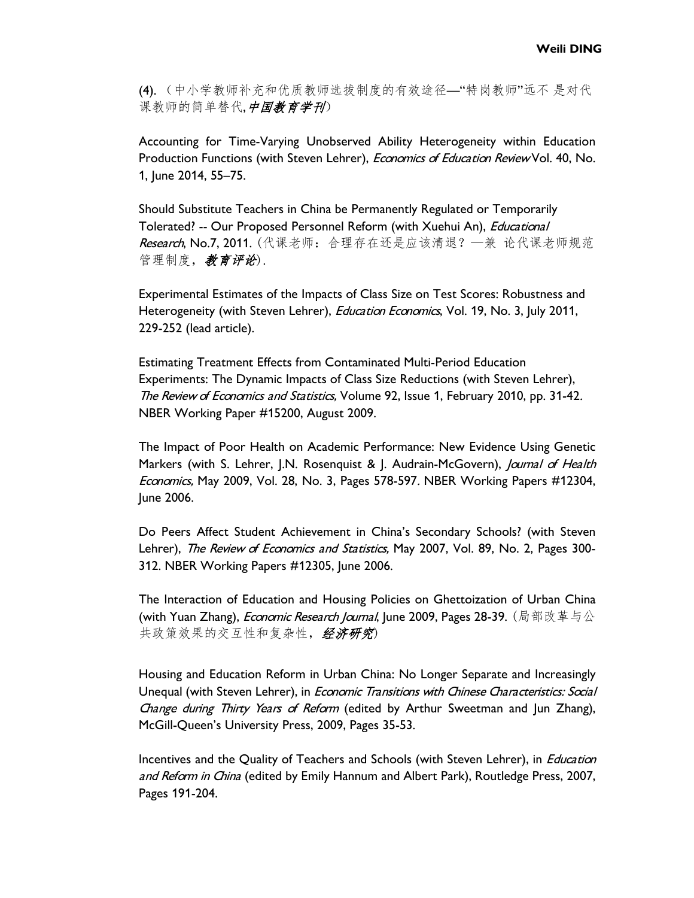(4). （中小学教师补充和优质教师选拔制度的有效途径—"特岗教师"远不 是对代课教师的简单替代, *中国教育学刊*）

Accounting for Time-Varying Unobserved Ability Heterogeneity within Education Production Functions (with Steven Lehrer), *Economics of Education Review* Vol. 40, No. 1, June 2014, 55–75.

Should Substitute Teachers in China be Permanently Regulated or Temporarily Tolerated? -- Our Proposed Personnel Reform (with Xuehui An), *Educational Research*, No.7, 2011. (代课老师：合理存在还是应该清退？—兼 论代课老师规范管理制度，*教育评论*).

Experimental Estimates of the Impacts of Class Size on Test Scores: Robustness and Heterogeneity (with Steven Lehrer), *Education Economics*, Vol. 19, No. 3, July 2011, 229-252 (lead article).

Estimating Treatment Effects from Contaminated Multi-Period Education Experiments: The Dynamic Impacts of Class Size Reductions (with Steven Lehrer), *The Review of Economics and Statistics,* Volume 92, Issue 1, February 2010, pp. 31-42. NBER Working Paper #15200, August 2009.

The Impact of Poor Health on Academic Performance: New Evidence Using Genetic Markers (with S. Lehrer, J.N. Rosenquist & J. Audrain-McGovern), *Journal of Health Economics,* May 2009, Vol. 28, No. 3, Pages 578-597. NBER Working Papers #12304, June 2006.

Do Peers Affect Student Achievement in China's Secondary Schools? (with Steven Lehrer), *The Review of Economics and Statistics,* May 2007, Vol. 89, No. 2, Pages 300-312. NBER Working Papers #12305, June 2006.

The Interaction of Education and Housing Policies on Ghettoization of Urban China (with Yuan Zhang), *Economic Research Journal*, June 2009, Pages 28-39. (局部改革与公共政策效果的交互性和复杂性，*经济研究*)

Housing and Education Reform in Urban China: No Longer Separate and Increasingly Unequal (with Steven Lehrer), in *Economic Transitions with Chinese Characteristics: Social Change during Thirty Years of Reform* (edited by Arthur Sweetman and Jun Zhang), McGill-Queen's University Press, 2009, Pages 35-53.

Incentives and the Quality of Teachers and Schools (with Steven Lehrer), in *Education and Reform in China* (edited by Emily Hannum and Albert Park), Routledge Press, 2007, Pages 191-204.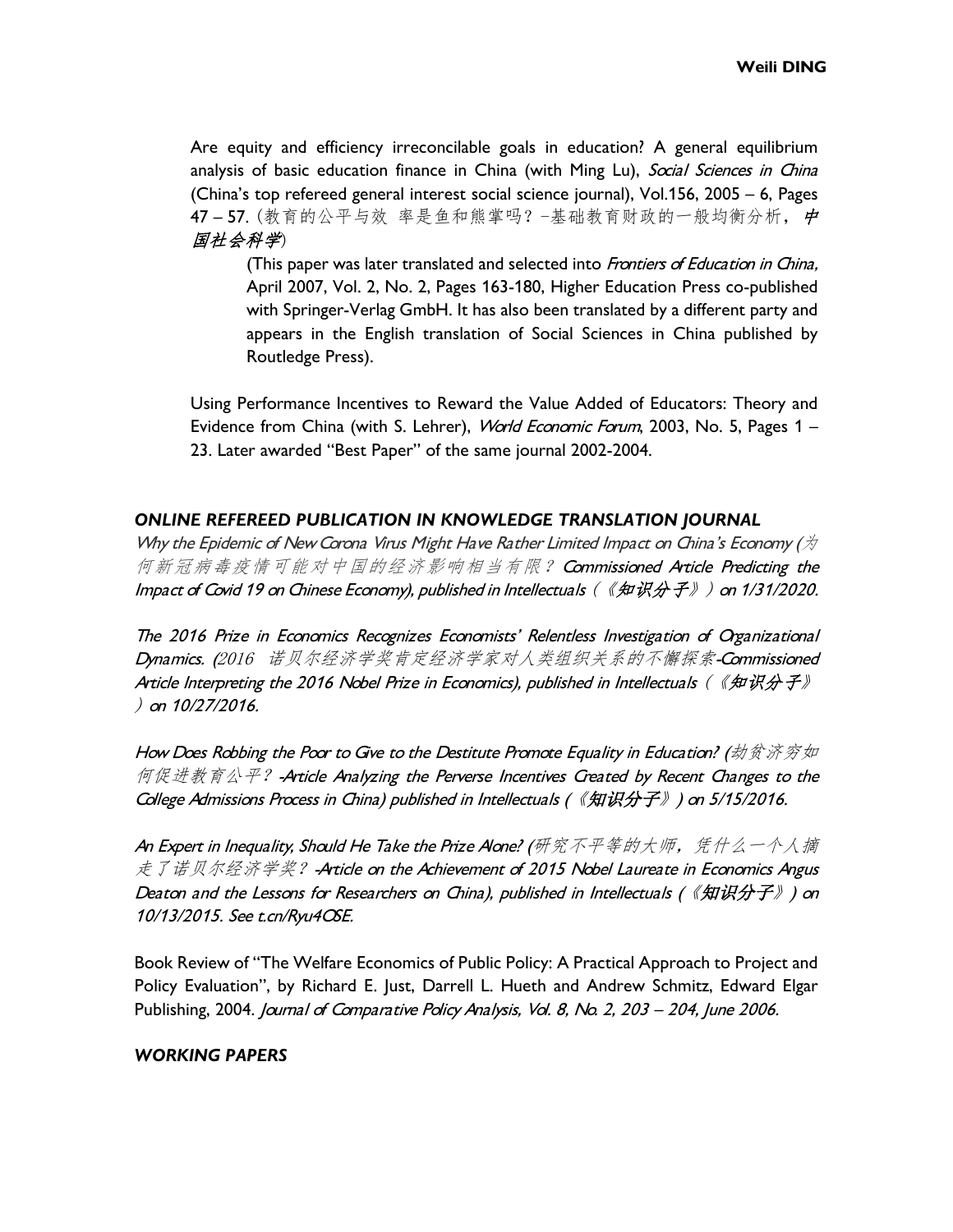Are equity and efficiency irreconcilable goals in education? A general equilibrium analysis of basic education finance in China (with Ming Lu), *Social Sciences in China* (China's top refereed general interest social science journal), Vol.156, 2005 – 6, Pages 47 – 57. (教育的公平与效 率是鱼和熊掌吗？–基础教育财政的一般均衡分析，*中国社会科学*)

> (This paper was later translated and selected into *Frontiers of Education in China,* April 2007, Vol. 2, No. 2, Pages 163-180, Higher Education Press co-published with Springer-Verlag GmbH. It has also been translated by a different party and appears in the English translation of Social Sciences in China published by Routledge Press).

Using Performance Incentives to Reward the Value Added of Educators: Theory and Evidence from China (with S. Lehrer), *World Economic Forum*, 2003, No. 5, Pages 1 – 23. Later awarded "Best Paper" of the same journal 2002-2004.

### *ONLINE REFEREED PUBLICATION IN KNOWLEDGE TRANSLATION JOURNAL*

*Why the Epidemic of New Corona Virus Might Have Rather Limited Impact on China's Economy (为何新冠病毒疫情可能对中国的经济影响相当有限？ Commissioned Article Predicting the Impact of Covid 19 on Chinese Economy), published in Intellectuals（《知识分子》）on 1/31/2020.*

*The 2016 Prize in Economics Recognizes Economists' Relentless Investigation of Organizational Dynamics. (2016 诺贝尔经济学奖肯定经济学家对人类组织关系的不懈探索-Commissioned Article Interpreting the 2016 Nobel Prize in Economics), published in Intellectuals（《知识分子》）on 10/27/2016.*

*How Does Robbing the Poor to Give to the Destitute Promote Equality in Education? (劫贫济穷如何促进教育公平？ -Article Analyzing the Perverse Incentives Created by Recent Changes to the College Admissions Process in China) published in Intellectuals (《知识分子》) on 5/15/2016.*

*An Expert in Inequality, Should He Take the Prize Alone? (研究不平等的大师，凭什么一个人摘走了诺贝尔经济学奖？ -Article on the Achievement of 2015 Nobel Laureate in Economics Angus Deaton and the Lessons for Researchers on China), published in Intellectuals (《知识分子》) on 10/13/2015. See t.cn/Ryu4OSE.*

Book Review of "The Welfare Economics of Public Policy: A Practical Approach to Project and Policy Evaluation", by Richard E. Just, Darrell L. Hueth and Andrew Schmitz, Edward Elgar Publishing, 2004. *Journal of Comparative Policy Analysis, Vol. 8, No. 2, 203 – 204, June 2006.*

### *WORKING PAPERS*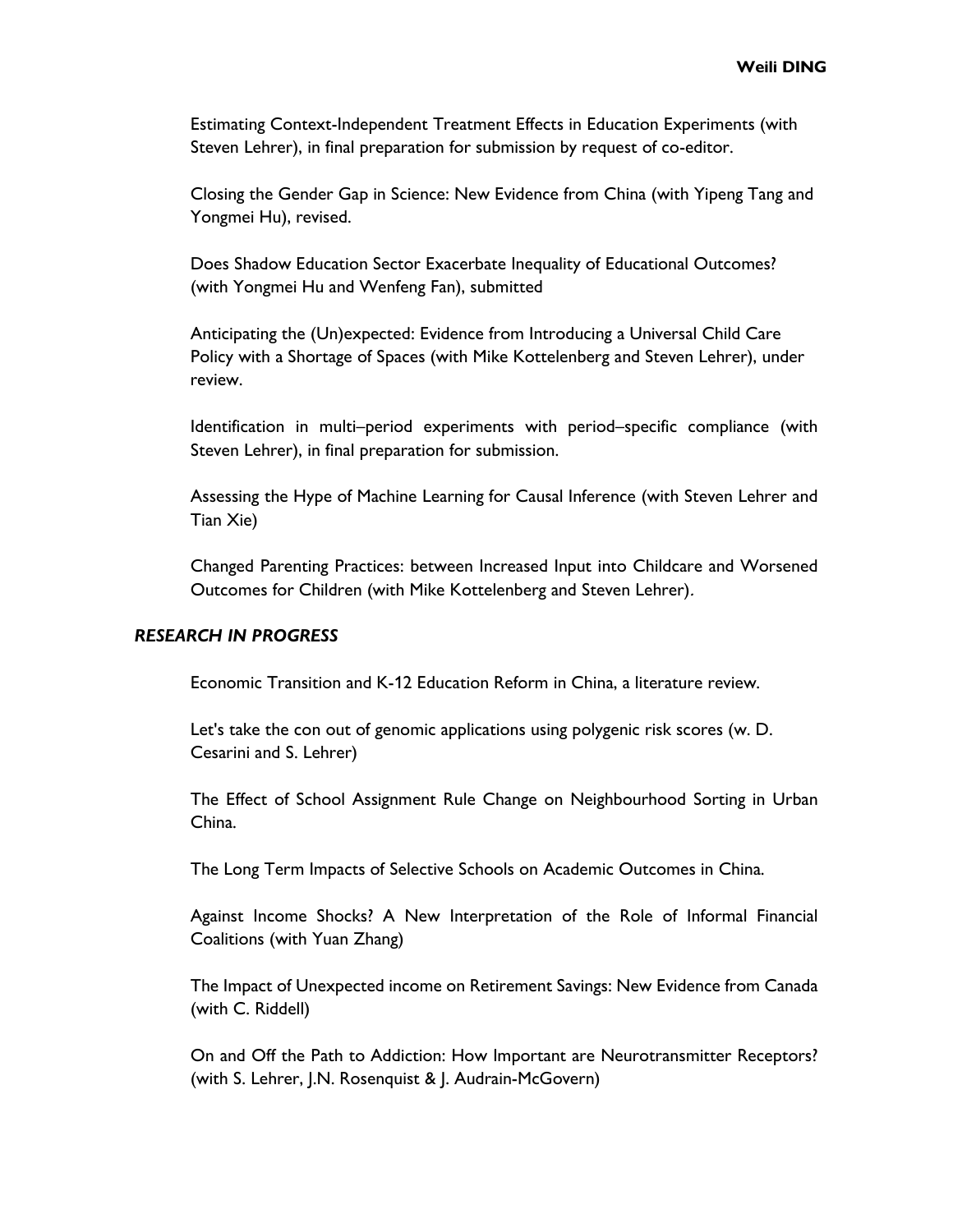Estimating Context-Independent Treatment Effects in Education Experiments (with Steven Lehrer), in final preparation for submission by request of co-editor.

Closing the Gender Gap in Science: New Evidence from China (with Yipeng Tang and Yongmei Hu), revised.

Does Shadow Education Sector Exacerbate Inequality of Educational Outcomes? (with Yongmei Hu and Wenfeng Fan), submitted

Anticipating the (Un)expected: Evidence from Introducing a Universal Child Care Policy with a Shortage of Spaces (with Mike Kottelenberg and Steven Lehrer), under review.

Identification in multi–period experiments with period–specific compliance (with Steven Lehrer), in final preparation for submission.

Assessing the Hype of Machine Learning for Causal Inference (with Steven Lehrer and Tian Xie)

Changed Parenting Practices: between Increased Input into Childcare and Worsened Outcomes for Children (with Mike Kottelenberg and Steven Lehrer).

### *RESEARCH IN PROGRESS*

Economic Transition and K-12 Education Reform in China, a literature review.

Let's take the con out of genomic applications using polygenic risk scores (w. D. Cesarini and S. Lehrer)

The Effect of School Assignment Rule Change on Neighbourhood Sorting in Urban China.

The Long Term Impacts of Selective Schools on Academic Outcomes in China.

Against Income Shocks? A New Interpretation of the Role of Informal Financial Coalitions (with Yuan Zhang)

The Impact of Unexpected income on Retirement Savings: New Evidence from Canada (with C. Riddell)

On and Off the Path to Addiction: How Important are Neurotransmitter Receptors? (with S. Lehrer, J.N. Rosenquist & J. Audrain-McGovern)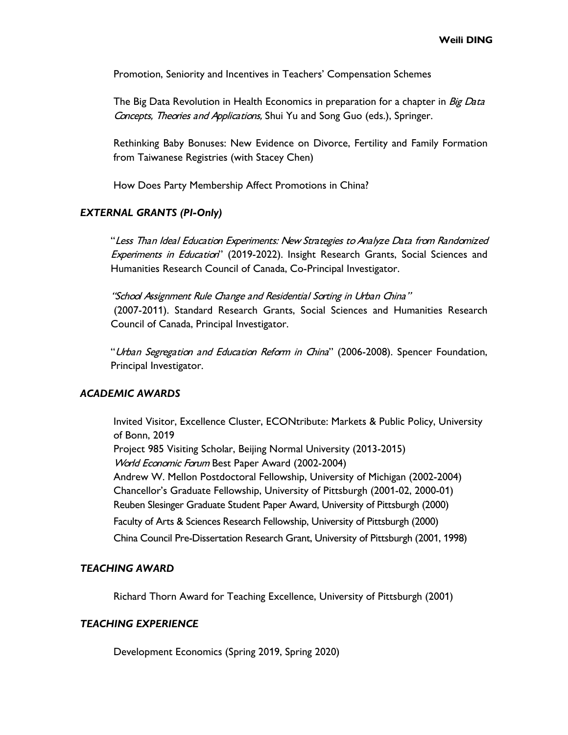Promotion, Seniority and Incentives in Teachers' Compensation Schemes

The Big Data Revolution in Health Economics in preparation for a chapter in *Big Data Concepts, Theories and Applications,* Shui Yu and Song Guo (eds.), Springer.

Rethinking Baby Bonuses: New Evidence on Divorce, Fertility and Family Formation from Taiwanese Registries (with Stacey Chen)

How Does Party Membership Affect Promotions in China?

### *EXTERNAL GRANTS (PI-Only)*

"*Less Than Ideal Education Experiments: New Strategies to Analyze Data from Randomized Experiments in Education*" (2019-2022). Insight Research Grants, Social Sciences and Humanities Research Council of Canada, Co-Principal Investigator.

*"School Assignment Rule Change and Residential Sorting in Urban China"* (2007-2011). Standard Research Grants, Social Sciences and Humanities Research Council of Canada, Principal Investigator.

"*Urban Segregation and Education Reform in China*" (2006-2008). Spencer Foundation, Principal Investigator.

### *ACADEMIC AWARDS*

Invited Visitor, Excellence Cluster, ECONtribute: Markets & Public Policy, University of Bonn, 2019
Project 985 Visiting Scholar, Beijing Normal University (2013-2015)
*World Economic Forum* Best Paper Award (2002-2004)
Andrew W. Mellon Postdoctoral Fellowship, University of Michigan (2002-2004)
Chancellor's Graduate Fellowship, University of Pittsburgh (2001-02, 2000-01)
Reuben Slesinger Graduate Student Paper Award, University of Pittsburgh (2000)
Faculty of Arts & Sciences Research Fellowship, University of Pittsburgh (2000)
China Council Pre-Dissertation Research Grant, University of Pittsburgh (2001, 1998)

### *TEACHING AWARD*

Richard Thorn Award for Teaching Excellence, University of Pittsburgh (2001)

### *TEACHING EXPERIENCE*

Development Economics (Spring 2019, Spring 2020)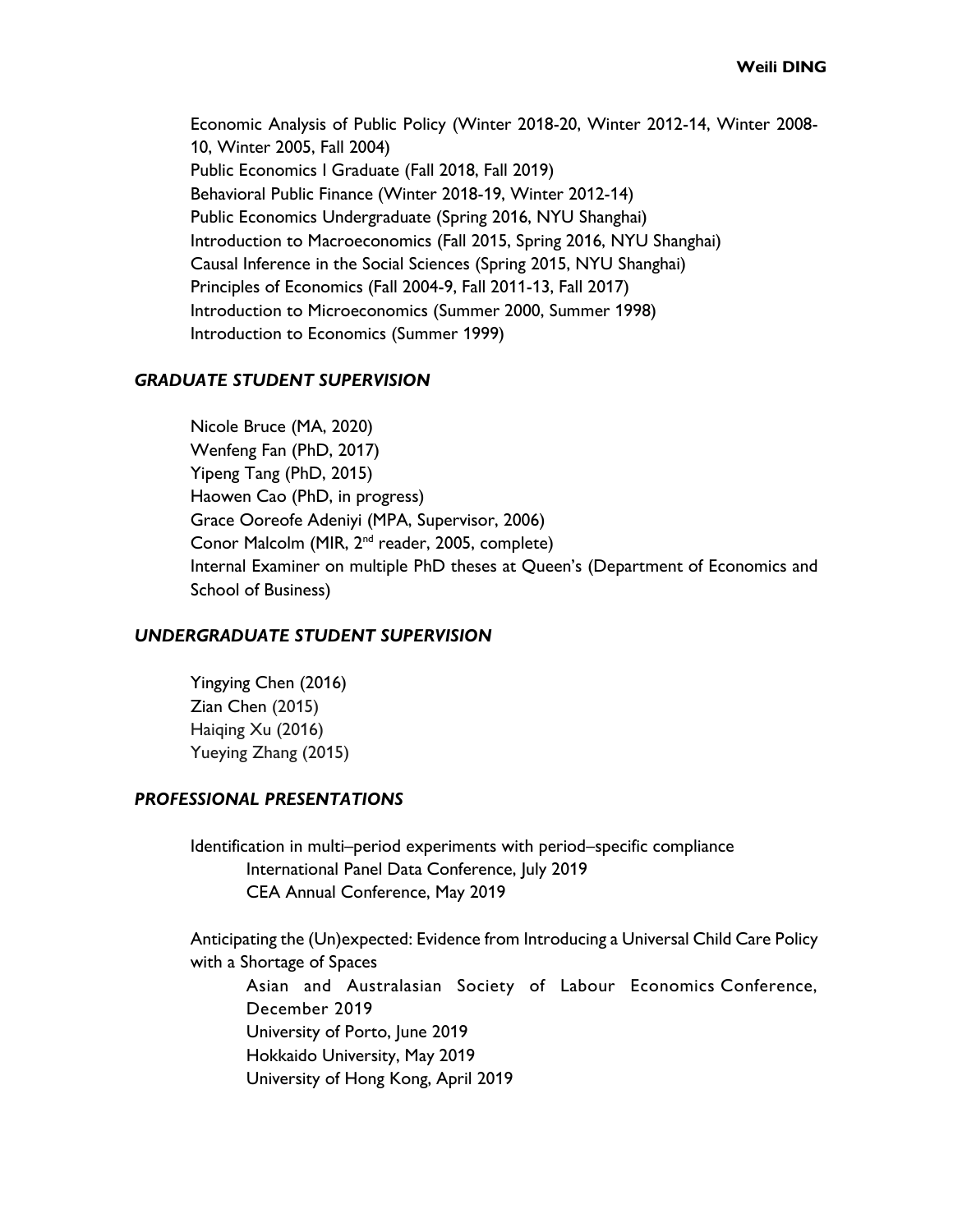Economic Analysis of Public Policy (Winter 2018-20, Winter 2012-14, Winter 2008-10, Winter 2005, Fall 2004)
Public Economics I Graduate (Fall 2018, Fall 2019)
Behavioral Public Finance (Winter 2018-19, Winter 2012-14)
Public Economics Undergraduate (Spring 2016, NYU Shanghai)
Introduction to Macroeconomics (Fall 2015, Spring 2016, NYU Shanghai)
Causal Inference in the Social Sciences (Spring 2015, NYU Shanghai)
Principles of Economics (Fall 2004-9, Fall 2011-13, Fall 2017)
Introduction to Microeconomics (Summer 2000, Summer 1998)
Introduction to Economics (Summer 1999)

### *GRADUATE STUDENT SUPERVISION*

Nicole Bruce (MA, 2020)
Wenfeng Fan (PhD, 2017)
Yipeng Tang (PhD, 2015)
Haowen Cao (PhD, in progress)
Grace Ooreofe Adeniyi (MPA, Supervisor, 2006)
Conor Malcolm (MIR, 2nd reader, 2005, complete)
Internal Examiner on multiple PhD theses at Queen's (Department of Economics and School of Business)

### *UNDERGRADUATE STUDENT SUPERVISION*

Yingying Chen (2016)
Zian Chen (2015)
Haiqing Xu (2016)
Yueying Zhang (2015)

### *PROFESSIONAL PRESENTATIONS*

Identification in multi–period experiments with period–specific compliance
- International Panel Data Conference, July 2019
- CEA Annual Conference, May 2019

Anticipating the (Un)expected: Evidence from Introducing a Universal Child Care Policy with a Shortage of Spaces
- Asian and Australasian Society of Labour Economics Conference, December 2019
- University of Porto, June 2019
- Hokkaido University, May 2019
- University of Hong Kong, April 2019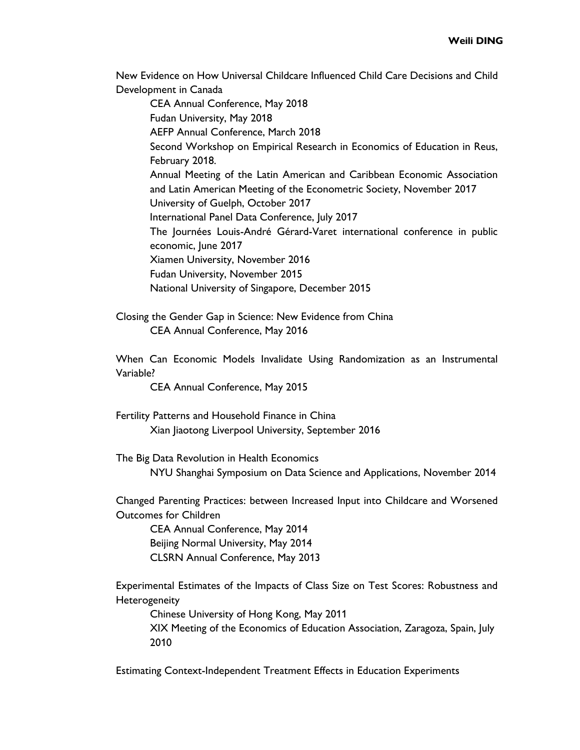New Evidence on How Universal Childcare Influenced Child Care Decisions and Child Development in Canada

- CEA Annual Conference, May 2018
- Fudan University, May 2018
- AEFP Annual Conference, March 2018
- Second Workshop on Empirical Research in Economics of Education in Reus, February 2018.
- Annual Meeting of the Latin American and Caribbean Economic Association and Latin American Meeting of the Econometric Society, November 2017
- University of Guelph, October 2017
- International Panel Data Conference, July 2017
- The Journées Louis-André Gérard-Varet international conference in public economic, June 2017
- Xiamen University, November 2016
- Fudan University, November 2015
- National University of Singapore, December 2015

Closing the Gender Gap in Science: New Evidence from China

- CEA Annual Conference, May 2016

When Can Economic Models Invalidate Using Randomization as an Instrumental Variable?

- CEA Annual Conference, May 2015

Fertility Patterns and Household Finance in China

- Xian Jiaotong Liverpool University, September 2016

The Big Data Revolution in Health Economics

- NYU Shanghai Symposium on Data Science and Applications, November 2014

Changed Parenting Practices: between Increased Input into Childcare and Worsened Outcomes for Children

- CEA Annual Conference, May 2014
- Beijing Normal University, May 2014
- CLSRN Annual Conference, May 2013

Experimental Estimates of the Impacts of Class Size on Test Scores: Robustness and Heterogeneity

- Chinese University of Hong Kong, May 2011
- XIX Meeting of the Economics of Education Association, Zaragoza, Spain, July 2010

Estimating Context-Independent Treatment Effects in Education Experiments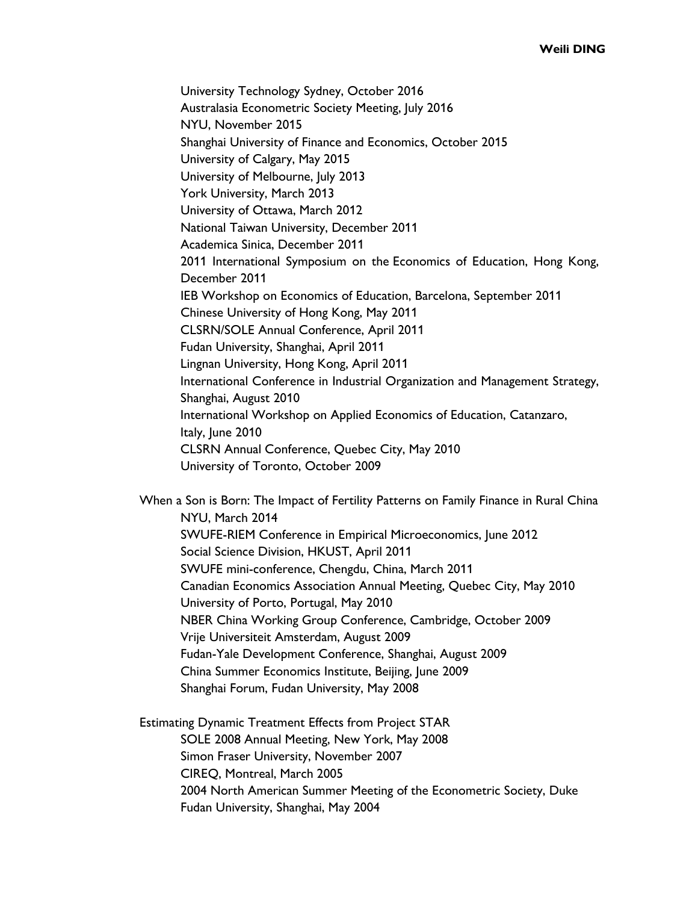University Technology Sydney, October 2016  
Australasia Econometric Society Meeting, July 2016  
NYU, November 2015  
Shanghai University of Finance and Economics, October 2015  
University of Calgary, May 2015  
University of Melbourne, July 2013  
York University, March 2013  
University of Ottawa, March 2012  
National Taiwan University, December 2011  
Academica Sinica, December 2011  
2011 International Symposium on the Economics of Education, Hong Kong, December 2011  
IEB Workshop on Economics of Education, Barcelona, September 2011  
Chinese University of Hong Kong, May 2011  
CLSRN/SOLE Annual Conference, April 2011  
Fudan University, Shanghai, April 2011  
Lingnan University, Hong Kong, April 2011  
International Conference in Industrial Organization and Management Strategy, Shanghai, August 2010  
International Workshop on Applied Economics of Education, Catanzaro, Italy, June 2010  
CLSRN Annual Conference, Quebec City, May 2010  
University of Toronto, October 2009

When a Son is Born: The Impact of Fertility Patterns on Family Finance in Rural China  
NYU, March 2014  
SWUFE-RIEM Conference in Empirical Microeconomics, June 2012  
Social Science Division, HKUST, April 2011  
SWUFE mini-conference, Chengdu, China, March 2011  
Canadian Economics Association Annual Meeting, Quebec City, May 2010  
University of Porto, Portugal, May 2010  
NBER China Working Group Conference, Cambridge, October 2009  
Vrije Universiteit Amsterdam, August 2009  
Fudan-Yale Development Conference, Shanghai, August 2009  
China Summer Economics Institute, Beijing, June 2009  
Shanghai Forum, Fudan University, May 2008

Estimating Dynamic Treatment Effects from Project STAR  
SOLE 2008 Annual Meeting, New York, May 2008  
Simon Fraser University, November 2007  
CIREQ, Montreal, March 2005  
2004 North American Summer Meeting of the Econometric Society, Duke  
Fudan University, Shanghai, May 2004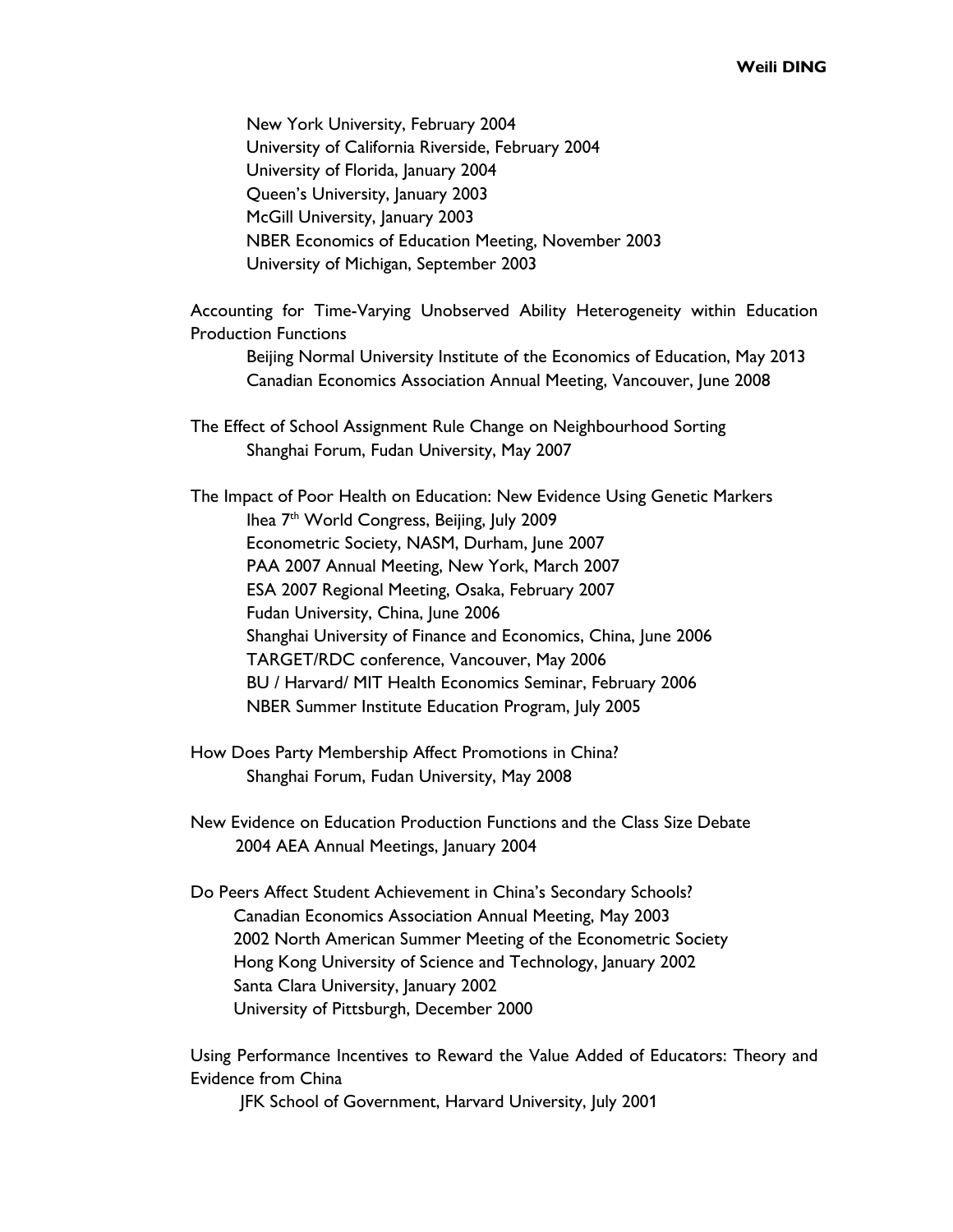New York University, February 2004
University of California Riverside, February 2004
University of Florida, January 2004
Queen's University, January 2003
McGill University, January 2003
NBER Economics of Education Meeting, November 2003
University of Michigan, September 2003

Accounting for Time-Varying Unobserved Ability Heterogeneity within Education Production Functions

Beijing Normal University Institute of the Economics of Education, May 2013
Canadian Economics Association Annual Meeting, Vancouver, June 2008

The Effect of School Assignment Rule Change on Neighbourhood Sorting

Shanghai Forum, Fudan University, May 2007

The Impact of Poor Health on Education: New Evidence Using Genetic Markers

Ihea 7th World Congress, Beijing, July 2009
Econometric Society, NASM, Durham, June 2007
PAA 2007 Annual Meeting, New York, March 2007
ESA 2007 Regional Meeting, Osaka, February 2007
Fudan University, China, June 2006
Shanghai University of Finance and Economics, China, June 2006
TARGET/RDC conference, Vancouver, May 2006
BU / Harvard/ MIT Health Economics Seminar, February 2006
NBER Summer Institute Education Program, July 2005

How Does Party Membership Affect Promotions in China?

Shanghai Forum, Fudan University, May 2008

New Evidence on Education Production Functions and the Class Size Debate

2004 AEA Annual Meetings, January 2004

Do Peers Affect Student Achievement in China's Secondary Schools?

Canadian Economics Association Annual Meeting, May 2003
2002 North American Summer Meeting of the Econometric Society
Hong Kong University of Science and Technology, January 2002
Santa Clara University, January 2002
University of Pittsburgh, December 2000

Using Performance Incentives to Reward the Value Added of Educators: Theory and Evidence from China

JFK School of Government, Harvard University, July 2001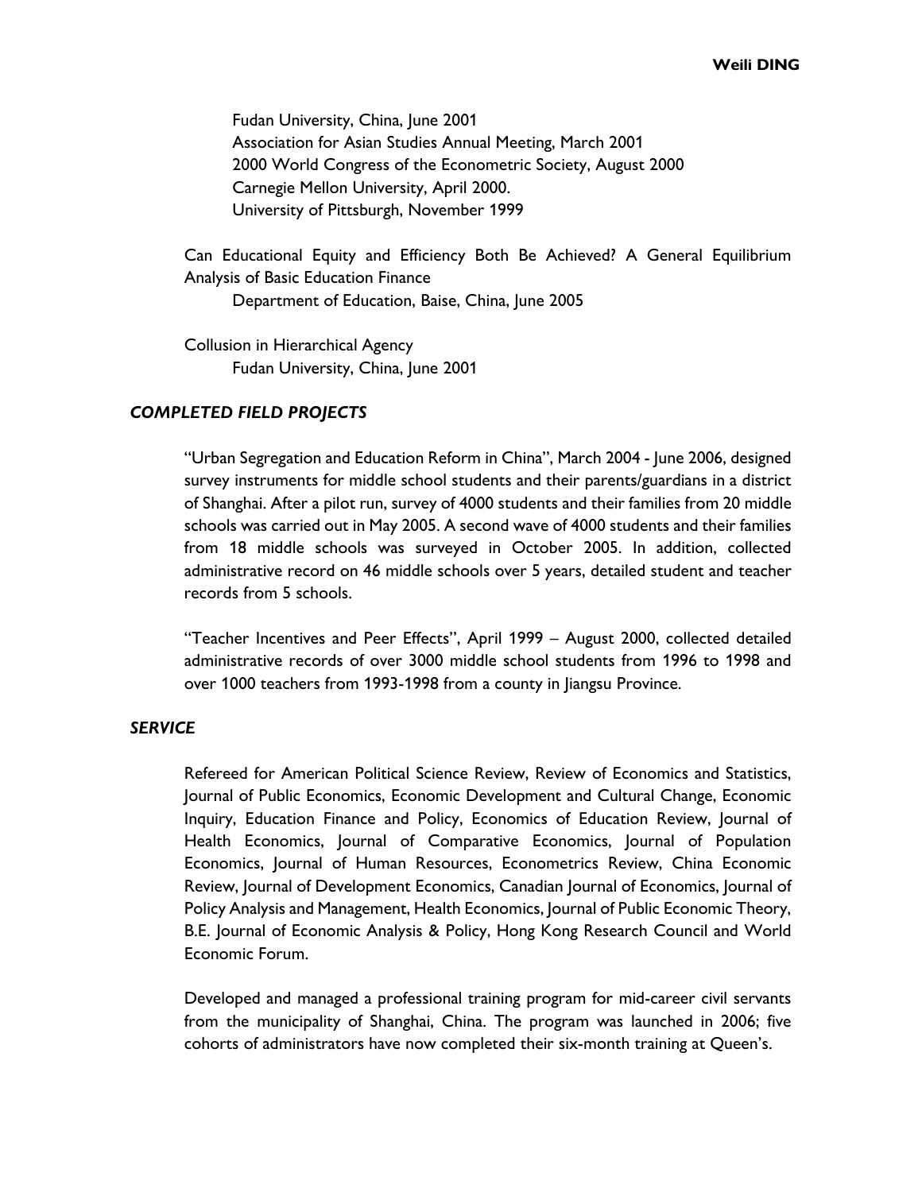Fudan University, China, June 2001
Association for Asian Studies Annual Meeting, March 2001
2000 World Congress of the Econometric Society, August 2000
Carnegie Mellon University, April 2000.
University of Pittsburgh, November 1999

Can Educational Equity and Efficiency Both Be Achieved? A General Equilibrium Analysis of Basic Education Finance
Department of Education, Baise, China, June 2005

Collusion in Hierarchical Agency
Fudan University, China, June 2001

### *COMPLETED FIELD PROJECTS*

"Urban Segregation and Education Reform in China", March 2004 - June 2006, designed survey instruments for middle school students and their parents/guardians in a district of Shanghai. After a pilot run, survey of 4000 students and their families from 20 middle schools was carried out in May 2005. A second wave of 4000 students and their families from 18 middle schools was surveyed in October 2005. In addition, collected administrative record on 46 middle schools over 5 years, detailed student and teacher records from 5 schools.

"Teacher Incentives and Peer Effects", April 1999 – August 2000, collected detailed administrative records of over 3000 middle school students from 1996 to 1998 and over 1000 teachers from 1993-1998 from a county in Jiangsu Province.

### *SERVICE*

Refereed for American Political Science Review, Review of Economics and Statistics, Journal of Public Economics, Economic Development and Cultural Change, Economic Inquiry, Education Finance and Policy, Economics of Education Review, Journal of Health Economics, Journal of Comparative Economics, Journal of Population Economics, Journal of Human Resources, Econometrics Review, China Economic Review, Journal of Development Economics, Canadian Journal of Economics, Journal of Policy Analysis and Management, Health Economics, Journal of Public Economic Theory, B.E. Journal of Economic Analysis & Policy, Hong Kong Research Council and World Economic Forum.

Developed and managed a professional training program for mid-career civil servants from the municipality of Shanghai, China. The program was launched in 2006; five cohorts of administrators have now completed their six-month training at Queen's.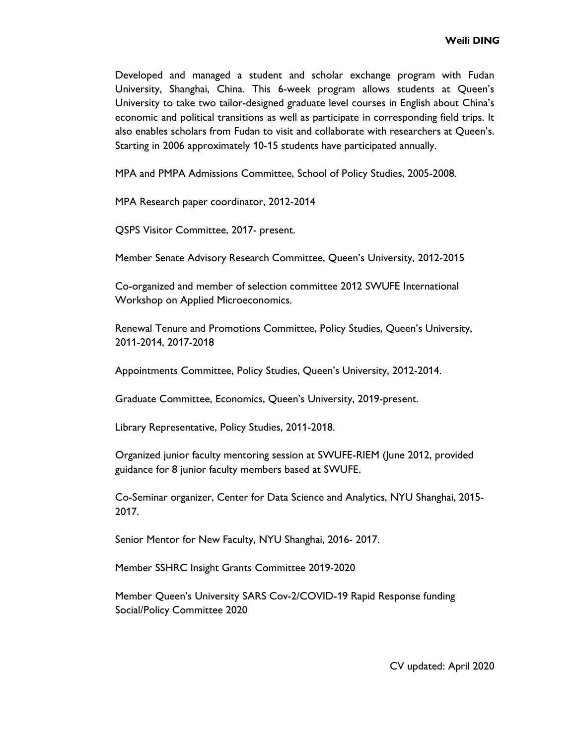Developed and managed a student and scholar exchange program with Fudan University, Shanghai, China. This 6-week program allows students at Queen's University to take two tailor-designed graduate level courses in English about China's economic and political transitions as well as participate in corresponding field trips. It also enables scholars from Fudan to visit and collaborate with researchers at Queen's. Starting in 2006 approximately 10-15 students have participated annually.

MPA and PMPA Admissions Committee, School of Policy Studies, 2005-2008.

MPA Research paper coordinator, 2012-2014

QSPS Visitor Committee, 2017- present.

Member Senate Advisory Research Committee, Queen's University, 2012-2015

Co-organized and member of selection committee 2012 SWUFE International Workshop on Applied Microeconomics.

Renewal Tenure and Promotions Committee, Policy Studies, Queen's University, 2011-2014, 2017-2018

Appointments Committee, Policy Studies, Queen's University, 2012-2014.

Graduate Committee, Economics, Queen's University, 2019-present.

Library Representative, Policy Studies, 2011-2018.

Organized junior faculty mentoring session at SWUFE-RIEM (June 2012, provided guidance for 8 junior faculty members based at SWUFE.

Co-Seminar organizer, Center for Data Science and Analytics, NYU Shanghai, 2015-2017.

Senior Mentor for New Faculty, NYU Shanghai, 2016- 2017.

Member SSHRC Insight Grants Committee 2019-2020

Member Queen's University SARS Cov-2/COVID-19 Rapid Response funding Social/Policy Committee 2020

CV updated: April 2020